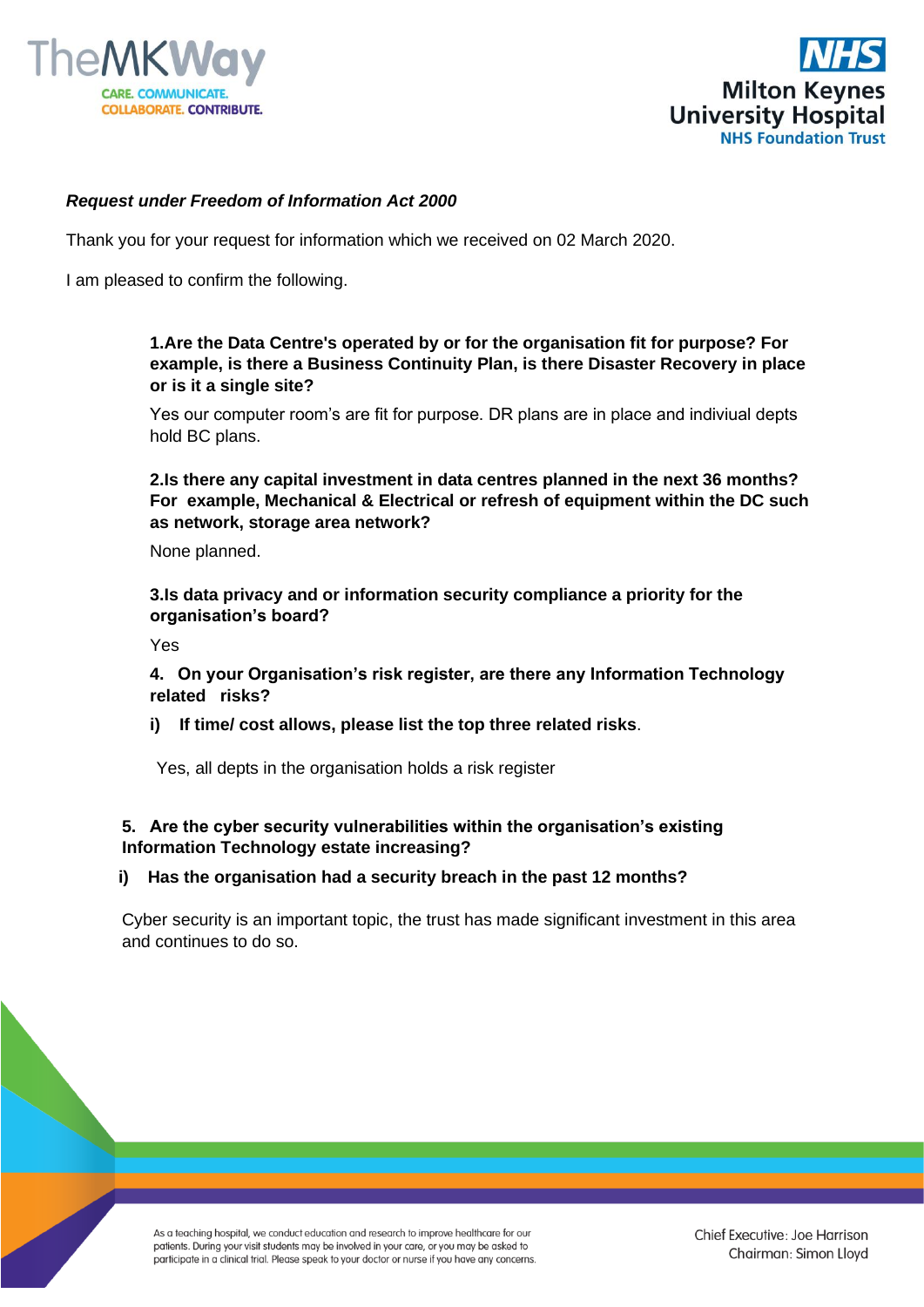***Request under Freedom of Information Act 2000***

Thank you for your request for information which we received on 02 March 2020.

I am pleased to confirm the following.

**1.Are the Data Centre's operated by or for the organisation fit for purpose? For example, is there a Business Continuity Plan, is there Disaster Recovery in place or is it a single site?**

Yes our computer room's are fit for purpose. DR plans are in place and indiviual depts hold BC plans.

**2.Is there any capital investment in data centres planned in the next 36 months? For example, Mechanical & Electrical or refresh of equipment within the DC such as network, storage area network?**

None planned.

**3.Is data privacy and or information security compliance a priority for the organisation's board?**

Yes

**4. On your Organisation's risk register, are there any Information Technology related risks?**

**i) If time/ cost allows, please list the top three related risks**.

Yes, all depts in the organisation holds a risk register

**5. Are the cyber security vulnerabilities within the organisation's existing Information Technology estate increasing?**

**i) Has the organisation had a security breach in the past 12 months?**

Cyber security is an important topic, the trust has made significant investment in this area and continues to do so.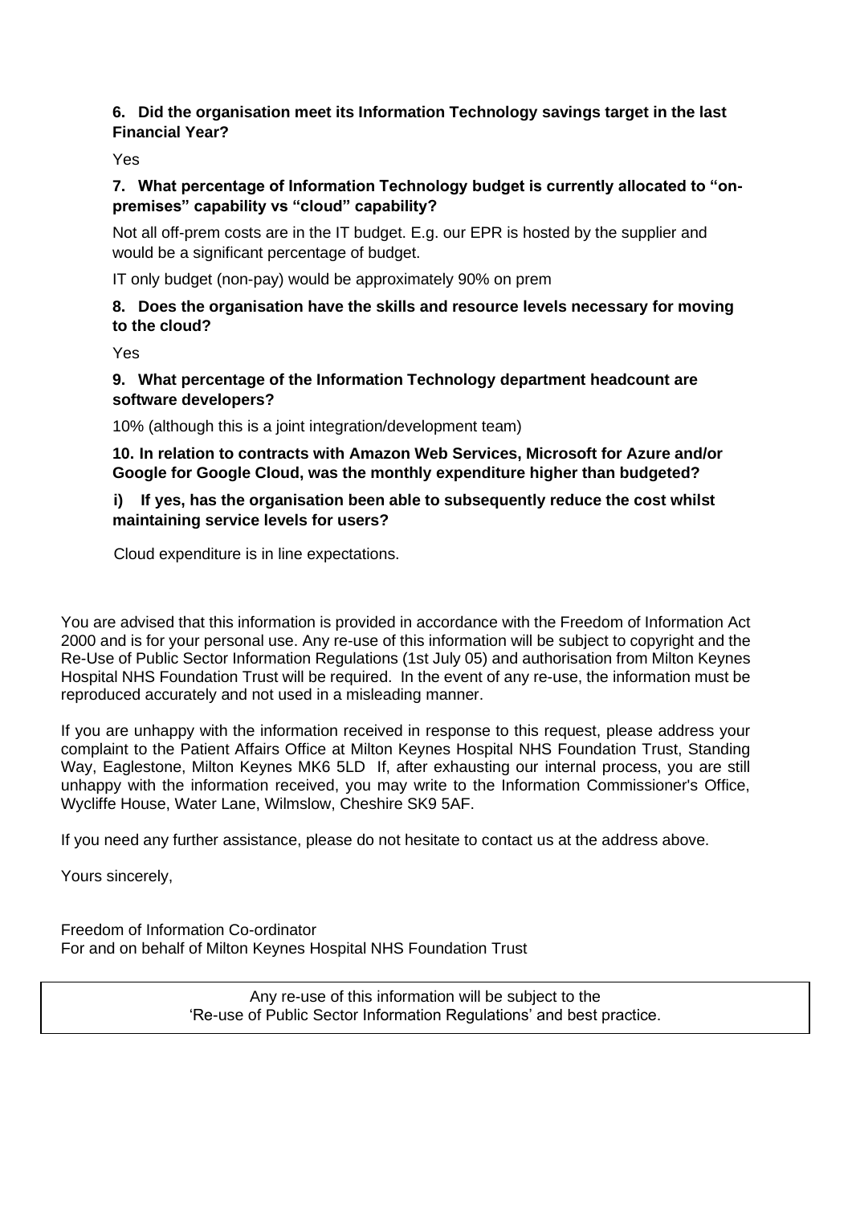**6. Did the organisation meet its Information Technology savings target in the last Financial Year?**

Yes

**7. What percentage of Information Technology budget is currently allocated to "on-premises" capability vs "cloud" capability?**

Not all off-prem costs are in the IT budget. E.g. our EPR is hosted by the supplier and would be a significant percentage of budget.

IT only budget (non-pay) would be approximately 90% on prem

**8. Does the organisation have the skills and resource levels necessary for moving to the cloud?**

Yes

**9. What percentage of the Information Technology department headcount are software developers?**

10% (although this is a joint integration/development team)

**10. In relation to contracts with Amazon Web Services, Microsoft for Azure and/or Google for Google Cloud, was the monthly expenditure higher than budgeted?**

**i) If yes, has the organisation been able to subsequently reduce the cost whilst maintaining service levels for users?**

Cloud expenditure is in line expectations.

You are advised that this information is provided in accordance with the Freedom of Information Act 2000 and is for your personal use. Any re-use of this information will be subject to copyright and the Re-Use of Public Sector Information Regulations (1st July 05) and authorisation from Milton Keynes Hospital NHS Foundation Trust will be required. In the event of any re-use, the information must be reproduced accurately and not used in a misleading manner.

If you are unhappy with the information received in response to this request, please address your complaint to the Patient Affairs Office at Milton Keynes Hospital NHS Foundation Trust, Standing Way, Eaglestone, Milton Keynes MK6 5LD If, after exhausting our internal process, you are still unhappy with the information received, you may write to the Information Commissioner's Office, Wycliffe House, Water Lane, Wilmslow, Cheshire SK9 5AF.

If you need any further assistance, please do not hesitate to contact us at the address above.

Yours sincerely,

Freedom of Information Co-ordinator
For and on behalf of Milton Keynes Hospital NHS Foundation Trust

Any re-use of this information will be subject to the
'Re-use of Public Sector Information Regulations' and best practice.